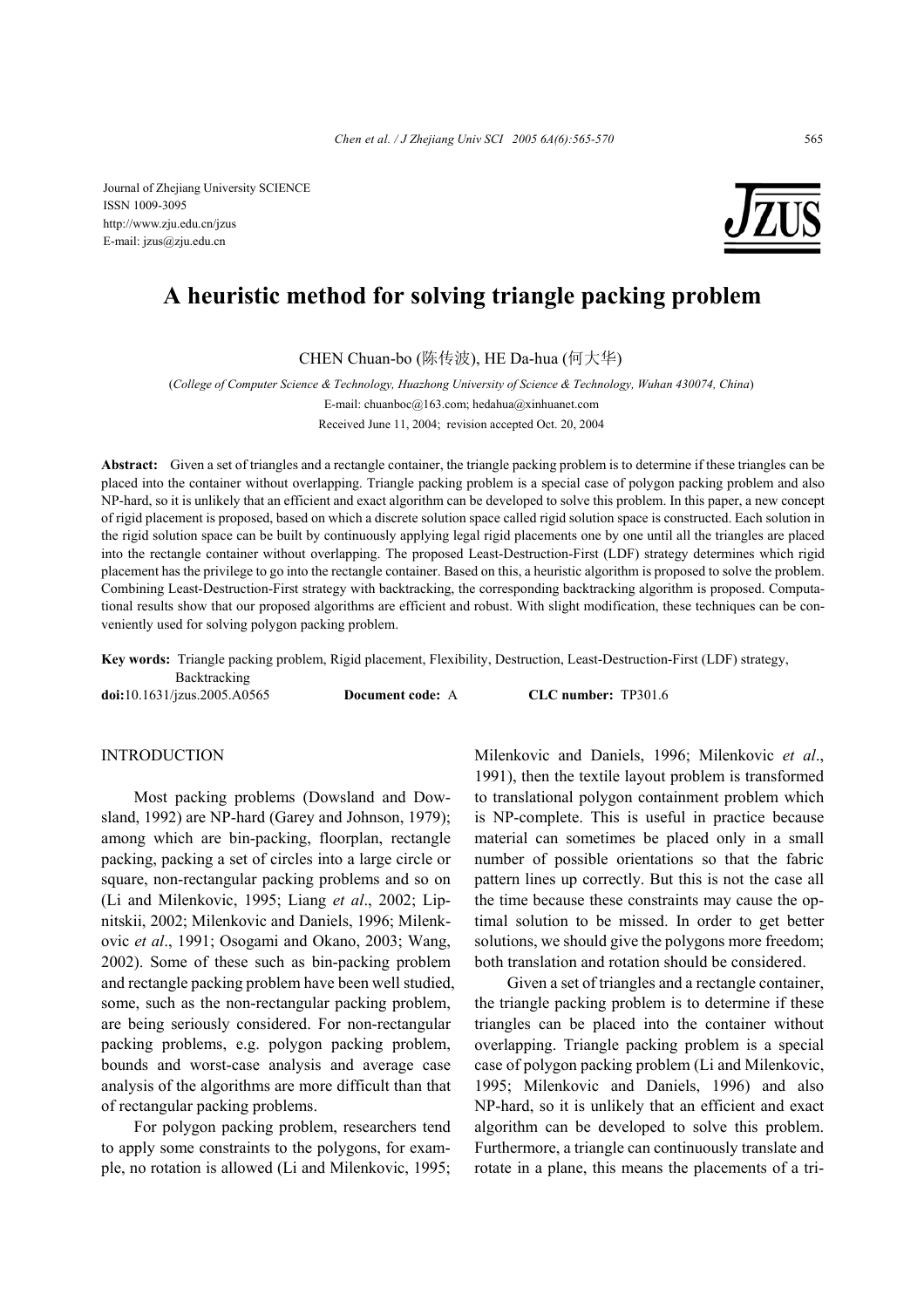Journal of Zhejiang University SCIENCE
ISSN 1009-3095
http://www.zju.edu.cn/jzus
E-mail: jzus@zju.edu.cn

# A heuristic method for solving triangle packing problem

CHEN Chuan-bo (陈传波), HE Da-hua (何大华)

(*College of Computer Science & Technology, Huazhong University of Science & Technology, Wuhan 430074, China*)

E-mail: chuanboc@163.com; hedahua@xinhuanet.com

Received June 11, 2004; revision accepted Oct. 20, 2004

**Abstract:** Given a set of triangles and a rectangle container, the triangle packing problem is to determine if these triangles can be placed into the container without overlapping. Triangle packing problem is a special case of polygon packing problem and also NP-hard, so it is unlikely that an efficient and exact algorithm can be developed to solve this problem. In this paper, a new concept of rigid placement is proposed, based on which a discrete solution space called rigid solution space is constructed. Each solution in the rigid solution space can be built by continuously applying legal rigid placements one by one until all the triangles are placed into the rectangle container without overlapping. The proposed Least-Destruction-First (LDF) strategy determines which rigid placement has the privilege to go into the rectangle container. Based on this, a heuristic algorithm is proposed to solve the problem. Combining Least-Destruction-First strategy with backtracking, the corresponding backtracking algorithm is proposed. Computational results show that our proposed algorithms are efficient and robust. With slight modification, these techniques can be conveniently used for solving polygon packing problem.

**Key words:** Triangle packing problem, Rigid placement, Flexibility, Destruction, Least-Destruction-First (LDF) strategy, Backtracking

**doi:**10.1631/jzus.2005.A0565 **Document code:** A **CLC number:** TP301.6

## INTRODUCTION

Most packing problems (Dowsland and Dowsland, 1992) are NP-hard (Garey and Johnson, 1979); among which are bin-packing, floorplan, rectangle packing, packing a set of circles into a large circle or square, non-rectangular packing problems and so on (Li and Milenkovic, 1995; Liang *et al*., 2002; Lipnitskii, 2002; Milenkovic and Daniels, 1996; Milenkovic *et al*., 1991; Osogami and Okano, 2003; Wang, 2002). Some of these such as bin-packing problem and rectangle packing problem have been well studied, some, such as the non-rectangular packing problem, are being seriously considered. For non-rectangular packing problems, e.g. polygon packing problem, bounds and worst-case analysis and average case analysis of the algorithms are more difficult than that of rectangular packing problems.

For polygon packing problem, researchers tend to apply some constraints to the polygons, for example, no rotation is allowed (Li and Milenkovic, 1995; Milenkovic and Daniels, 1996; Milenkovic *et al*., 1991), then the textile layout problem is transformed to translational polygon containment problem which is NP-complete. This is useful in practice because material can sometimes be placed only in a small number of possible orientations so that the fabric pattern lines up correctly. But this is not the case all the time because these constraints may cause the optimal solution to be missed. In order to get better solutions, we should give the polygons more freedom; both translation and rotation should be considered.

Given a set of triangles and a rectangle container, the triangle packing problem is to determine if these triangles can be placed into the container without overlapping. Triangle packing problem is a special case of polygon packing problem (Li and Milenkovic, 1995; Milenkovic and Daniels, 1996) and also NP-hard, so it is unlikely that an efficient and exact algorithm can be developed to solve this problem. Furthermore, a triangle can continuously translate and rotate in a plane, this means the placements of a tri-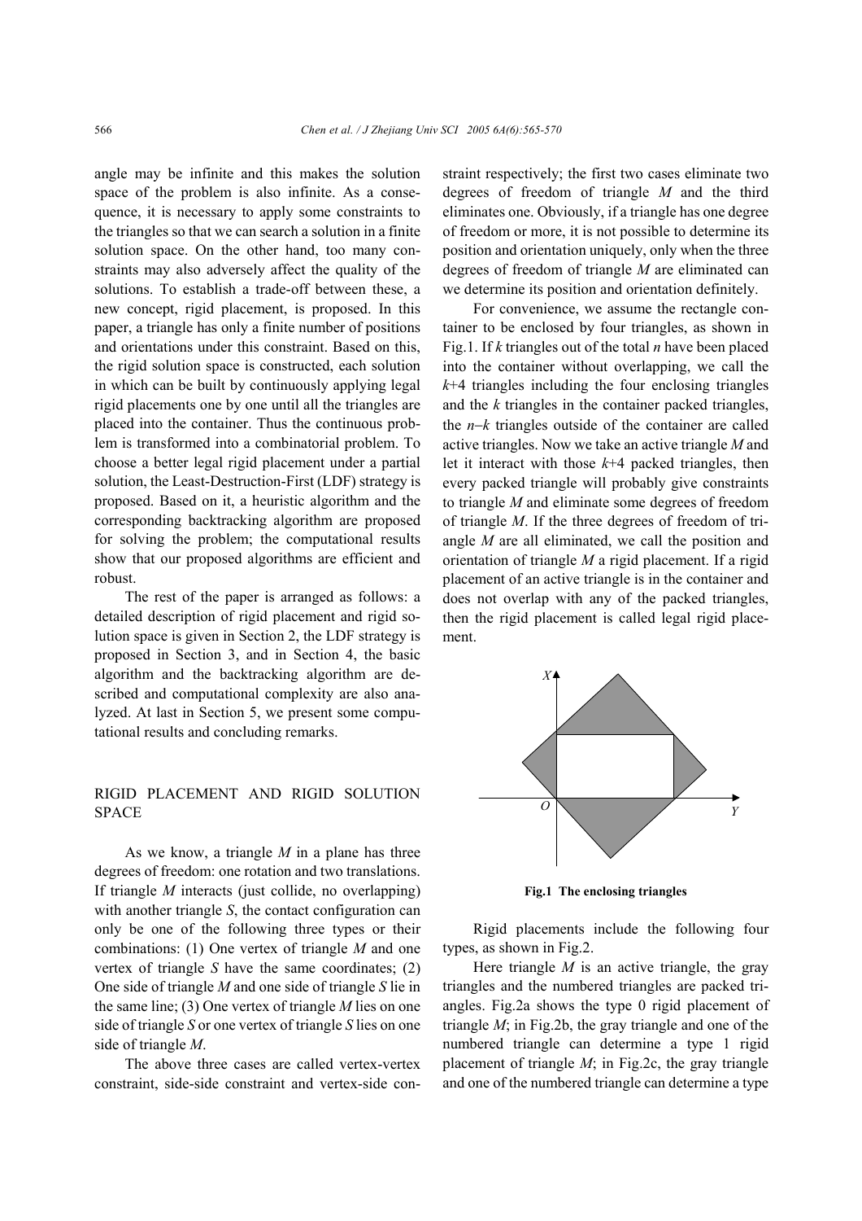angle may be infinite and this makes the solution space of the problem is also infinite. As a consequence, it is necessary to apply some constraints to the triangles so that we can search a solution in a finite solution space. On the other hand, too many constraints may also adversely affect the quality of the solutions. To establish a trade-off between these, a new concept, rigid placement, is proposed. In this paper, a triangle has only a finite number of positions and orientations under this constraint. Based on this, the rigid solution space is constructed, each solution in which can be built by continuously applying legal rigid placements one by one until all the triangles are placed into the container. Thus the continuous problem is transformed into a combinatorial problem. To choose a better legal rigid placement under a partial solution, the Least-Destruction-First (LDF) strategy is proposed. Based on it, a heuristic algorithm and the corresponding backtracking algorithm are proposed for solving the problem; the computational results show that our proposed algorithms are efficient and robust.

The rest of the paper is arranged as follows: a detailed description of rigid placement and rigid solution space is given in Section 2, the LDF strategy is proposed in Section 3, and in Section 4, the basic algorithm and the backtracking algorithm are described and computational complexity are also analyzed. At last in Section 5, we present some computational results and concluding remarks.

## RIGID PLACEMENT AND RIGID SOLUTION SPACE

As we know, a triangle $M$ in a plane has three degrees of freedom: one rotation and two translations. If triangle $M$ interacts (just collide, no overlapping) with another triangle $S$, the contact configuration can only be one of the following three types or their combinations: (1) One vertex of triangle $M$ and one vertex of triangle $S$ have the same coordinates; (2) One side of triangle $M$ and one side of triangle $S$ lie in the same line; (3) One vertex of triangle $M$ lies on one side of triangle $S$ or one vertex of triangle $S$ lies on one side of triangle $M$.

The above three cases are called vertex-vertex constraint, side-side constraint and vertex-side constraint respectively; the first two cases eliminate two degrees of freedom of triangle $M$ and the third eliminates one. Obviously, if a triangle has one degree of freedom or more, it is not possible to determine its position and orientation uniquely, only when the three degrees of freedom of triangle $M$ are eliminated can we determine its position and orientation definitely.

For convenience, we assume the rectangle container to be enclosed by four triangles, as shown in Fig.1. If $k$ triangles out of the total $n$ have been placed into the container without overlapping, we call the $k$+4 triangles including the four enclosing triangles and the $k$ triangles in the container packed triangles, the $n$−$k$ triangles outside of the container are called active triangles. Now we take an active triangle $M$ and let it interact with those $k$+4 packed triangles, then every packed triangle will probably give constraints to triangle $M$ and eliminate some degrees of freedom of triangle $M$. If the three degrees of freedom of triangle $M$ are all eliminated, we call the position and orientation of triangle $M$ a rigid placement. If a rigid placement of an active triangle is in the container and does not overlap with any of the packed triangles, then the rigid placement is called legal rigid placement.

**Fig.1 The enclosing triangles**

Rigid placements include the following four types, as shown in Fig.2.

Here triangle $M$ is an active triangle, the gray triangles and the numbered triangles are packed triangles. Fig.2a shows the type 0 rigid placement of triangle $M$; in Fig.2b, the gray triangle and one of the numbered triangle can determine a type 1 rigid placement of triangle $M$; in Fig.2c, the gray triangle and one of the numbered triangle can determine a type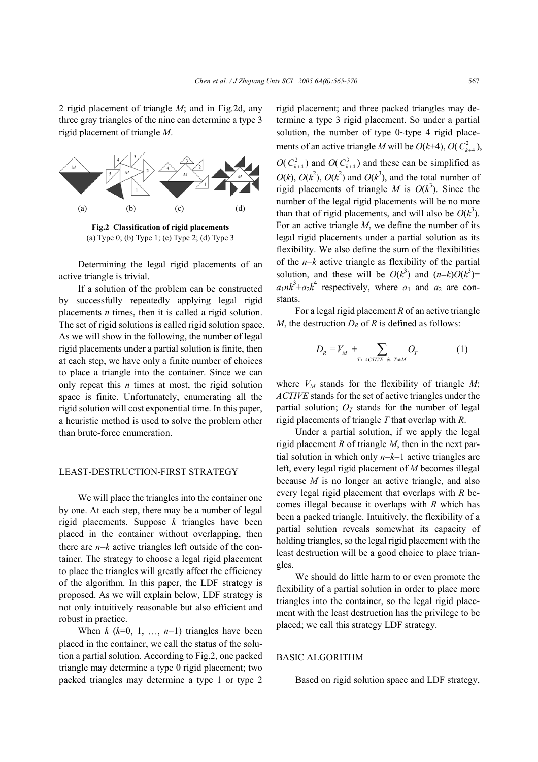2 rigid placement of triangle $M$; and in Fig.2d, any three gray triangles of the nine can determine a type 3 rigid placement of triangle $M$.

(a) (b) (c) (d)

**Fig.2 Classification of rigid placements**
(a) Type 0; (b) Type 1; (c) Type 2; (d) Type 3

Determining the legal rigid placements of an active triangle is trivial.

If a solution of the problem can be constructed by successfully repeatedly applying legal rigid placements $n$ times, then it is called a rigid solution. The set of rigid solutions is called rigid solution space. As we will show in the following, the number of legal rigid placements under a partial solution is finite, then at each step, we have only a finite number of choices to place a triangle into the container. Since we can only repeat this $n$ times at most, the rigid solution space is finite. Unfortunately, enumerating all the rigid solution will cost exponential time. In this paper, a heuristic method is used to solve the problem other than brute-force enumeration.

## LEAST-DESTRUCTION-FIRST STRATEGY

We will place the triangles into the container one by one. At each step, there may be a number of legal rigid placements. Suppose $k$ triangles have been placed in the container without overlapping, then there are $n-k$ active triangles left outside of the container. The strategy to choose a legal rigid placement to place the triangles will greatly affect the efficiency of the algorithm. In this paper, the LDF strategy is proposed. As we will explain below, LDF strategy is not only intuitively reasonable but also efficient and robust in practice.

When $k$ ($k$=0, 1, …, $n$–1) triangles have been placed in the container, we call the status of the solution a partial solution. According to Fig.2, one packed triangle may determine a type 0 rigid placement; two packed triangles may determine a type 1 or type 2 rigid placement; and three packed triangles may determine a type 3 rigid placement. So under a partial solution, the number of type 0~type 4 rigid placements of an active triangle $M$ will be $O(k+4)$, $O(C_{k+4}^2)$, $O(C_{k+4}^2)$ and $O(C_{k+4}^3)$ and these can be simplified as $O(k)$, $O(k^2)$, $O(k^2)$ and $O(k^3)$, and the total number of rigid placements of triangle $M$ is $O(k^3)$. Since the number of the legal rigid placements will be no more than that of rigid placements, and will also be $O(k^3)$. For an active triangle $M$, we define the number of its legal rigid placements under a partial solution as its flexibility. We also define the sum of the flexibilities of the $n-k$ active triangle as flexibility of the partial solution, and these will be $O(k^3)$ and $(n-k)O(k^3)=a_1nk^3+a_2k^4$ respectively, where $a_1$ and $a_2$ are constants.

For a legal rigid placement $R$ of an active triangle $M$, the destruction $D_R$ of $R$ is defined as follows:

$$D_R = V_M + \sum_{T \in ACTIVE \ \& \ T \neq M} O_T \tag{1}$$

where $V_M$ stands for the flexibility of triangle $M$; *ACTIVE* stands for the set of active triangles under the partial solution; $O_T$ stands for the number of legal rigid placements of triangle $T$ that overlap with $R$.

Under a partial solution, if we apply the legal rigid placement $R$ of triangle $M$, then in the next partial solution in which only $n-k-1$ active triangles are left, every legal rigid placement of $M$ becomes illegal because $M$ is no longer an active triangle, and also every legal rigid placement that overlaps with $R$ becomes illegal because it overlaps with $R$ which has been a packed triangle. Intuitively, the flexibility of a partial solution reveals somewhat its capacity of holding triangles, so the legal rigid placement with the least destruction will be a good choice to place triangles.

We should do little harm to or even promote the flexibility of a partial solution in order to place more triangles into the container, so the legal rigid placement with the least destruction has the privilege to be placed; we call this strategy LDF strategy.

## BASIC ALGORITHM

Based on rigid solution space and LDF strategy,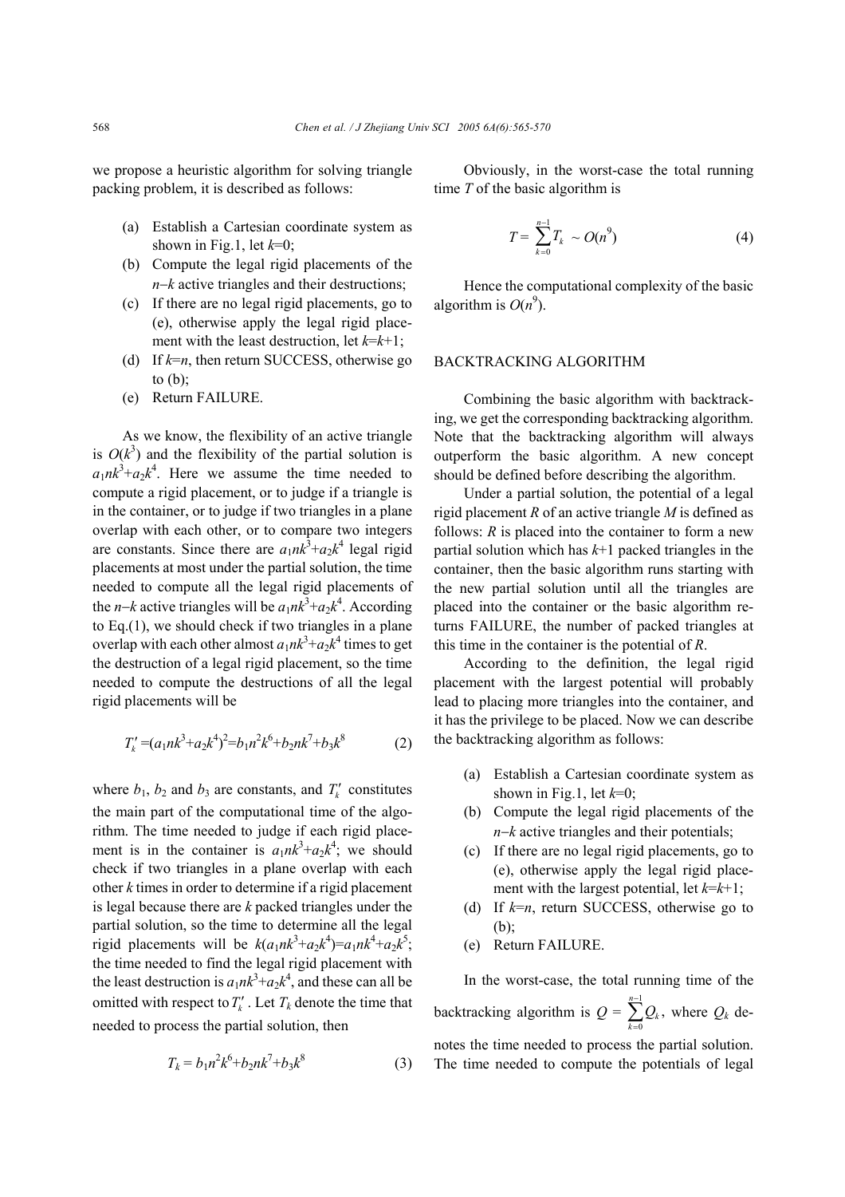we propose a heuristic algorithm for solving triangle packing problem, it is described as follows:

(a) Establish a Cartesian coordinate system as shown in Fig.1, let $k$=0;
(b) Compute the legal rigid placements of the $n-k$ active triangles and their destructions;
(c) If there are no legal rigid placements, go to (e), otherwise apply the legal rigid placement with the least destruction, let $k$=$k$+1;
(d) If $k$=$n$, then return SUCCESS, otherwise go to (b);
(e) Return FAILURE.

As we know, the flexibility of an active triangle is $O(k^3)$ and the flexibility of the partial solution is $a_1nk^3+a_2k^4$. Here we assume the time needed to compute a rigid placement, or to judge if a triangle is in the container, or to judge if two triangles in a plane overlap with each other, or to compare two integers are constants. Since there are $a_1nk^3+a_2k^4$ legal rigid placements at most under the partial solution, the time needed to compute all the legal rigid placements of the $n-k$ active triangles will be $a_1nk^3+a_2k^4$. According to Eq.(1), we should check if two triangles in a plane overlap with each other almost $a_1nk^3+a_2k^4$ times to get the destruction of a legal rigid placement, so the time needed to compute the destructions of all the legal rigid placements will be

$$T_k' = (a_1nk^3+a_2k^4)^2 = b_1n^2k^6+b_2nk^7+b_3k^8 \tag{2}$$

where $b_1$, $b_2$ and $b_3$ are constants, and $T_k'$ constitutes the main part of the computational time of the algorithm. The time needed to judge if each rigid placement is in the container is $a_1nk^3+a_2k^4$; we should check if two triangles in a plane overlap with each other $k$ times in order to determine if a rigid placement is legal because there are $k$ packed triangles under the partial solution, so the time to determine all the legal rigid placements will be $k(a_1nk^3+a_2k^4)=a_1nk^4+a_2k^5$; the time needed to find the legal rigid placement with the least destruction is $a_1nk^3+a_2k^4$, and these can all be omitted with respect to $T_k'$. Let $T_k$ denote the time that needed to process the partial solution, then

$$T_k = b_1n^2k^6+b_2nk^7+b_3k^8 \tag{3}$$

Obviously, in the worst-case the total running time $T$ of the basic algorithm is

$$T = \sum_{k=0}^{n-1} T_k \sim O(n^9) \tag{4}$$

Hence the computational complexity of the basic algorithm is $O(n^9)$.

## BACKTRACKING ALGORITHM

Combining the basic algorithm with backtracking, we get the corresponding backtracking algorithm. Note that the backtracking algorithm will always outperform the basic algorithm. A new concept should be defined before describing the algorithm.

Under a partial solution, the potential of a legal rigid placement $R$ of an active triangle $M$ is defined as follows: $R$ is placed into the container to form a new partial solution which has $k$+1 packed triangles in the container, then the basic algorithm runs starting with the new partial solution until all the triangles are placed into the container or the basic algorithm returns FAILURE, the number of packed triangles at this time in the container is the potential of $R$.

According to the definition, the legal rigid placement with the largest potential will probably lead to placing more triangles into the container, and it has the privilege to be placed. Now we can describe the backtracking algorithm as follows:

(a) Establish a Cartesian coordinate system as shown in Fig.1, let $k$=0;
(b) Compute the legal rigid placements of the $n-k$ active triangles and their potentials;
(c) If there are no legal rigid placements, go to (e), otherwise apply the legal rigid placement with the largest potential, let $k$=$k$+1;
(d) If $k$=$n$, return SUCCESS, otherwise go to (b);
(e) Return FAILURE.

In the worst-case, the total running time of the backtracking algorithm is $Q = \sum_{k=0}^{n-1} Q_k$, where $Q_k$ denotes the time needed to process the partial solution. The time needed to compute the potentials of legal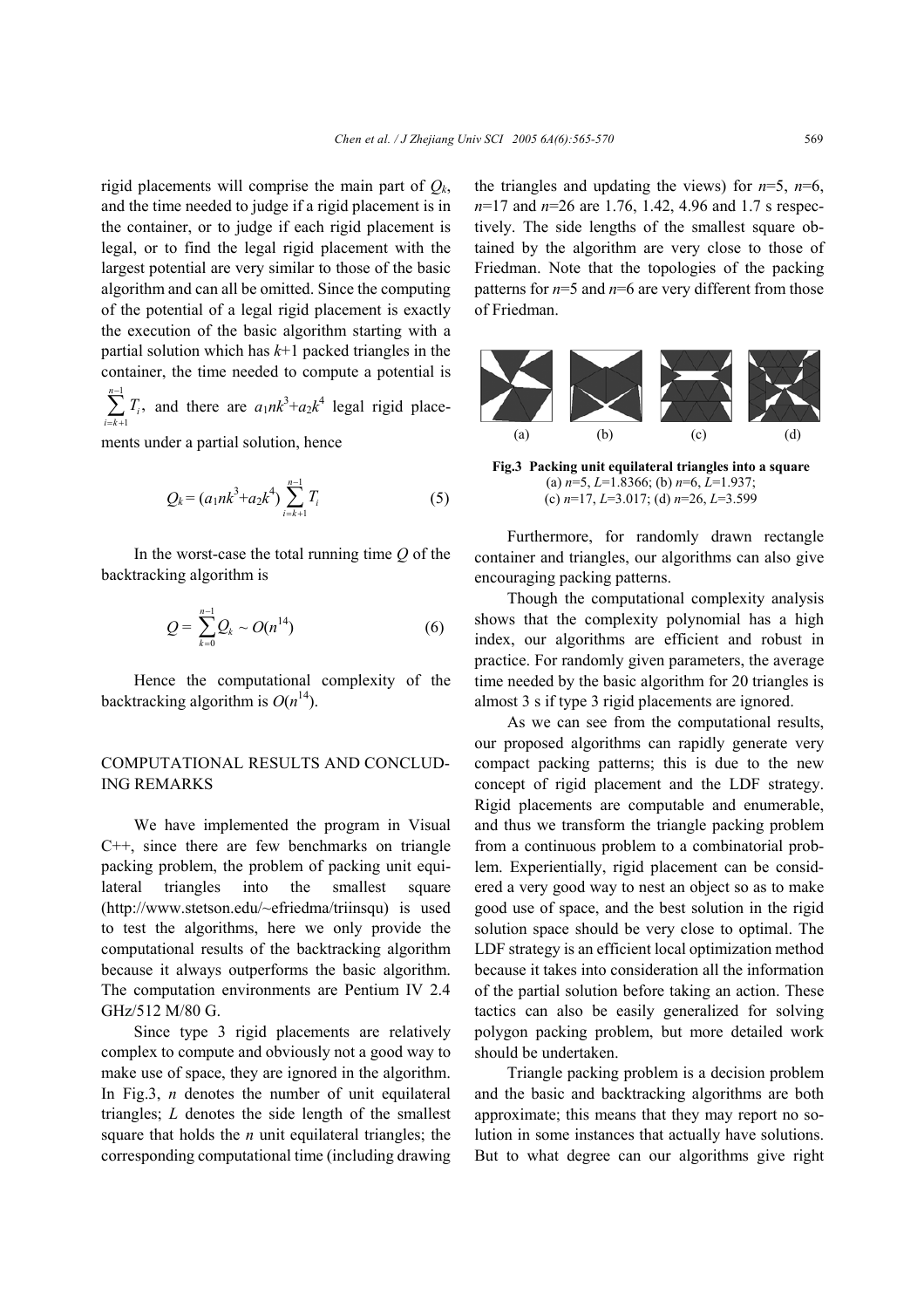rigid placements will comprise the main part of $Q_k$, and the time needed to judge if a rigid placement is in the container, or to judge if each rigid placement is legal, or to find the legal rigid placement with the largest potential are very similar to those of the basic algorithm and can all be omitted. Since the computing of the potential of a legal rigid placement is exactly the execution of the basic algorithm starting with a partial solution which has $k$+1 packed triangles in the container, the time needed to compute a potential is $\sum_{i=k+1}^{n-1} T_i$, and there are $a_1nk^3+a_2k^4$ legal rigid placements under a partial solution, hence

$$Q_k = (a_1nk^3+a_2k^4)\sum_{i=k+1}^{n-1} T_i \tag{5}$$

In the worst-case the total running time $Q$ of the backtracking algorithm is

$$Q = \sum_{k=0}^{n-1} Q_k \sim O(n^{14}) \tag{6}$$

Hence the computational complexity of the backtracking algorithm is $O(n^{14})$.

## COMPUTATIONAL RESULTS AND CONCLUDING REMARKS

We have implemented the program in Visual C++, since there are few benchmarks on triangle packing problem, the problem of packing unit equilateral triangles into the smallest square (http://www.stetson.edu/~efriedma/triinsqu) is used to test the algorithms, here we only provide the computational results of the backtracking algorithm because it always outperforms the basic algorithm. The computation environments are Pentium IV 2.4 GHz/512 M/80 G.

Since type 3 rigid placements are relatively complex to compute and obviously not a good way to make use of space, they are ignored in the algorithm. In Fig.3, $n$ denotes the number of unit equilateral triangles; $L$ denotes the side length of the smallest square that holds the $n$ unit equilateral triangles; the corresponding computational time (including drawing the triangles and updating the views) for $n$=5, $n$=6, $n$=17 and $n$=26 are 1.76, 1.42, 4.96 and 1.7 s respectively. The side lengths of the smallest square obtained by the algorithm are very close to those of Friedman. Note that the topologies of the packing patterns for $n$=5 and $n$=6 are very different from those of Friedman.

(a) (b) (c) (d)

**Fig.3 Packing unit equilateral triangles into a square**
(a) $n$=5, $L$=1.8366; (b) $n$=6, $L$=1.937; (c) $n$=17, $L$=3.017; (d) $n$=26, $L$=3.599

Furthermore, for randomly drawn rectangle container and triangles, our algorithms can also give encouraging packing patterns.

Though the computational complexity analysis shows that the complexity polynomial has a high index, our algorithms are efficient and robust in practice. For randomly given parameters, the average time needed by the basic algorithm for 20 triangles is almost 3 s if type 3 rigid placements are ignored.

As we can see from the computational results, our proposed algorithms can rapidly generate very compact packing patterns; this is due to the new concept of rigid placement and the LDF strategy. Rigid placements are computable and enumerable, and thus we transform the triangle packing problem from a continuous problem to a combinatorial problem. Experientially, rigid placement can be considered a very good way to nest an object so as to make good use of space, and the best solution in the rigid solution space should be very close to optimal. The LDF strategy is an efficient local optimization method because it takes into consideration all the information of the partial solution before taking an action. These tactics can also be easily generalized for solving polygon packing problem, but more detailed work should be undertaken.

Triangle packing problem is a decision problem and the basic and backtracking algorithms are both approximate; this means that they may report no solution in some instances that actually have solutions. But to what degree can our algorithms give right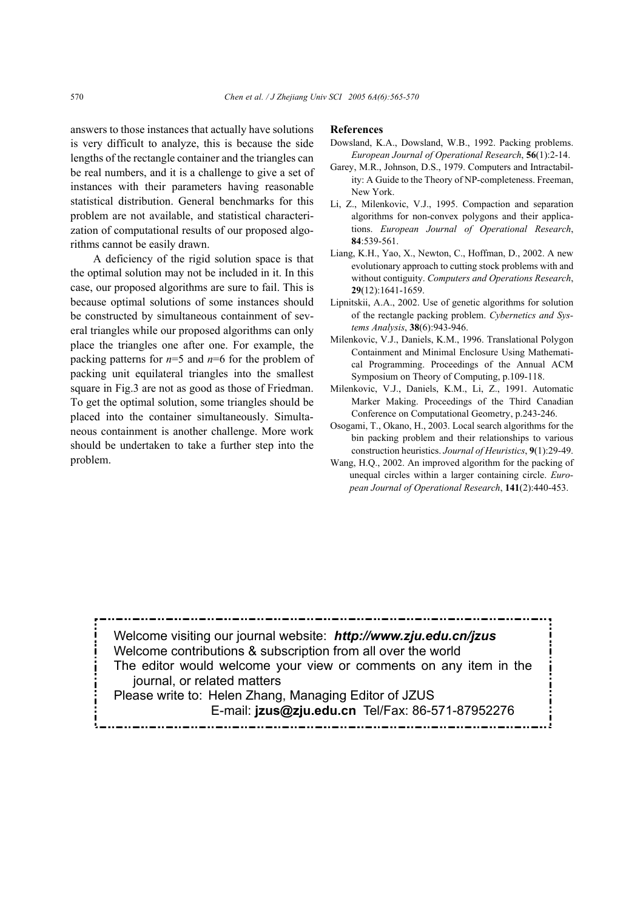answers to those instances that actually have solutions is very difficult to analyze, this is because the side lengths of the rectangle container and the triangles can be real numbers, and it is a challenge to give a set of instances with their parameters having reasonable statistical distribution. General benchmarks for this problem are not available, and statistical characterization of computational results of our proposed algorithms cannot be easily drawn.

A deficiency of the rigid solution space is that the optimal solution may not be included in it. In this case, our proposed algorithms are sure to fail. This is because optimal solutions of some instances should be constructed by simultaneous containment of several triangles while our proposed algorithms can only place the triangles one after one. For example, the packing patterns for $n$=5 and $n$=6 for the problem of packing unit equilateral triangles into the smallest square in Fig.3 are not as good as those of Friedman. To get the optimal solution, some triangles should be placed into the container simultaneously. Simultaneous containment is another challenge. More work should be undertaken to take a further step into the problem.

## References

Dowsland, K.A., Dowsland, W.B., 1992. Packing problems. *European Journal of Operational Research*, **56**(1):2-14.

Garey, M.R., Johnson, D.S., 1979. Computers and Intractability: A Guide to the Theory of NP-completeness. Freeman, New York.

Li, Z., Milenkovic, V.J., 1995. Compaction and separation algorithms for non-convex polygons and their applications. *European Journal of Operational Research*, **84**:539-561.

Liang, K.H., Yao, X., Newton, C., Hoffman, D., 2002. A new evolutionary approach to cutting stock problems with and without contiguity. *Computers and Operations Research*, **29**(12):1641-1659.

Lipnitskii, A.A., 2002. Use of genetic algorithms for solution of the rectangle packing problem. *Cybernetics and Systems Analysis*, **38**(6):943-946.

Milenkovic, V.J., Daniels, K.M., 1996. Translational Polygon Containment and Minimal Enclosure Using Mathematical Programming. Proceedings of the Annual ACM Symposium on Theory of Computing, p.109-118.

Milenkovic, V.J., Daniels, K.M., Li, Z., 1991. Automatic Marker Making. Proceedings of the Third Canadian Conference on Computational Geometry, p.243-246.

Osogami, T., Okano, H., 2003. Local search algorithms for the bin packing problem and their relationships to various construction heuristics. *Journal of Heuristics*, **9**(1):29-49.

Wang, H.Q., 2002. An improved algorithm for the packing of unequal circles within a larger containing circle. *European Journal of Operational Research*, **141**(2):440-453.

---

Welcome visiting our journal website: ***http://www.zju.edu.cn/jzus***
Welcome contributions & subscription from all over the world
The editor would welcome your view or comments on any item in the journal, or related matters
Please write to: Helen Zhang, Managing Editor of JZUS
E-mail: **jzus@zju.edu.cn** Tel/Fax: 86-571-87952276